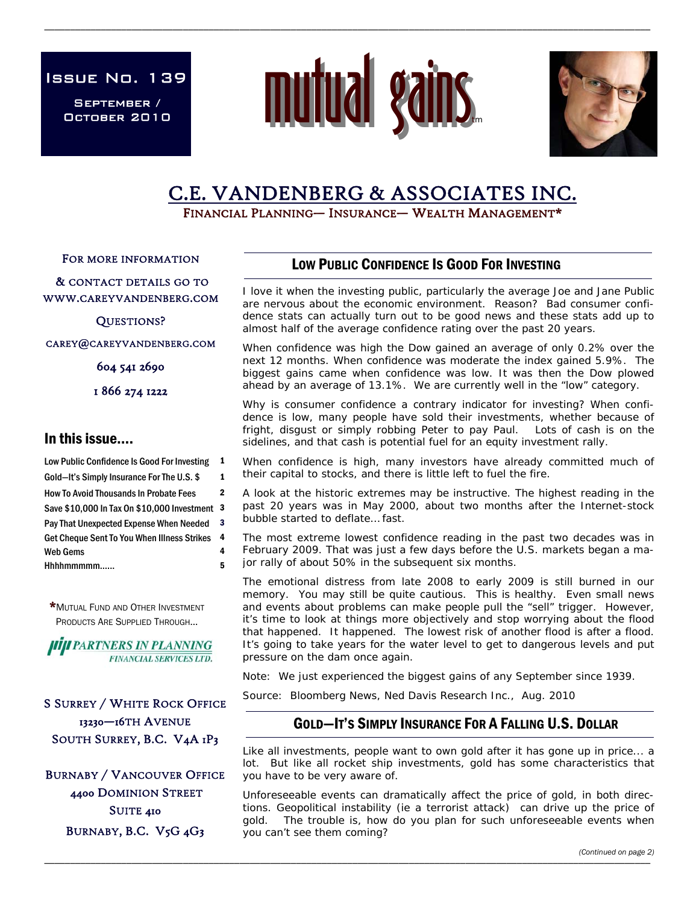Issue No. 139

September / October 2010

mutual gains™

# C.E. VANDENBERG & ASSOCIATES INC.

FINANCIAL PLANNING— INSURANCE— WEALTH MANAGEMENT*

FOR MORE INFORMATION

& CONTACT DETAILS GO TO WWW.CAREYVANDENBERG.COM

QUESTIONS?

CAREY@CAREYVANDENBERG.COM

604 541 2690

1 866 274 1222

## In this issue....

| | |
|---|---|
| Low Public Confidence Is Good For Investing | 1 |
| Gold—It's Simply Insurance For The U.S. $ | 1 |
| How To Avoid Thousands In Probate Fees | 2 |
| Save $10,000 In Tax On $10,000 Investment | 3 |
| Pay That Unexpected Expense When Needed | 3 |
| Get Cheque Sent To You When Illness Strikes | 4 |
| Web Gems | 4 |
| Hhhhmmmmm...... | 5 |

*MUTUAL FUND AND OTHER INVESTMENT PRODUCTS ARE SUPPLIED THROUGH...

PARTNERS IN PLANNING FINANCIAL SERVICES LTD.

S SURREY / WHITE ROCK OFFICE
13230—16TH AVENUE
SOUTH SURREY, B.C. V4A 1P3

BURNABY / VANCOUVER OFFICE
4400 DOMINION STREET
SUITE 410
BURNABY, B.C. V5G 4G3

## LOW PUBLIC CONFIDENCE IS GOOD FOR INVESTING

I love it when the investing public, particularly the average Joe and Jane Public are nervous about the economic environment. Reason? Bad consumer confidence stats can actually turn out to be good news and these stats add up to almost half of the average confidence rating over the past 20 years.

When confidence was high the Dow gained an average of only 0.2% over the next 12 months. When confidence was moderate the index gained 5.9%. The biggest gains came when confidence was low. It was then the Dow plowed ahead by an average of 13.1%. We are currently well in the "low" category.

Why is consumer confidence a contrary indicator for investing? When confidence is low, many people have sold their investments, whether because of fright, disgust or simply robbing Peter to pay Paul. Lots of cash is on the sidelines, and that cash is potential fuel for an equity investment rally.

When confidence is high, many investors have already committed much of their capital to stocks, and there is little left to fuel the fire.

A look at the historic extremes may be instructive. The highest reading in the past 20 years was in May 2000, about two months after the Internet-stock bubble started to deflate... fast.

The most extreme lowest confidence reading in the past two decades was in February 2009. That was just a few days before the U.S. markets began a major rally of about 50% in the subsequent six months.

The emotional distress from late 2008 to early 2009 is still burned in our memory. You may still be quite cautious. This is healthy. Even small news and events about problems can make people pull the "sell" trigger. However, it's time to look at things more objectively and stop worrying about the flood that happened. It happened. The lowest risk of another flood is after a flood. It's going to take years for the water level to get to dangerous levels and put pressure on the dam once again.

Note: We just experienced the biggest gains of any September since 1939.

Source: Bloomberg News, Ned Davis Research Inc., Aug. 2010

## GOLD—IT'S SIMPLY INSURANCE FOR A FALLING U.S. DOLLAR

Like all investments, people want to own gold after it has gone up in price... a lot. But like all rocket ship investments, gold has some characteristics that you have to be very aware of.

Unforeseeable events can dramatically affect the price of gold, in both directions. Geopolitical instability (ie a terrorist attack) can drive up the price of gold. The trouble is, how do you plan for such unforeseeable events when you can't see them coming?

*(Continued on page 2)*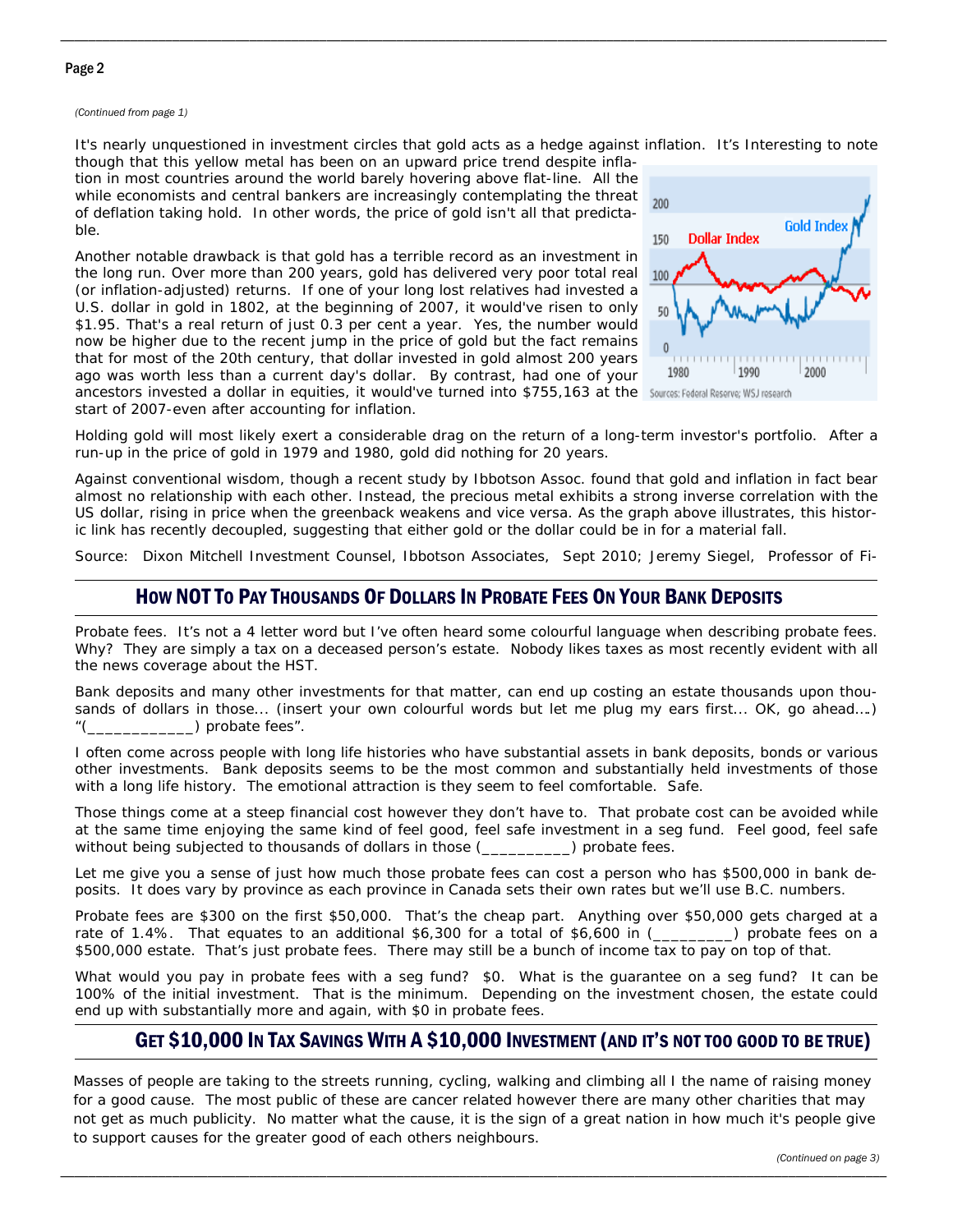*(Continued from page 1)*

It's nearly unquestioned in investment circles that gold acts as a hedge against inflation. It's Interesting to note though that this yellow metal has been on an upward price trend despite inflation in most countries around the world barely hovering above flat-line. All the while economists and central bankers are increasingly contemplating the threat of deflation taking hold. In other words, the price of gold isn't all that predictable.

Another notable drawback is that gold has a terrible record as an investment in the long run. Over more than 200 years, gold has delivered very poor total real (or inflation-adjusted) returns. If one of your long lost relatives had invested a U.S. dollar in gold in 1802, at the beginning of 2007, it would've risen to only $1.95. That's a real return of just 0.3 per cent a year. Yes, the number would now be higher due to the recent jump in the price of gold but the fact remains that for most of the 20th century, that dollar invested in gold almost 200 years ago was worth less than a current day's dollar. By contrast, had one of your ancestors invested a dollar in equities, it would've turned into $755,163 at the start of 2007-even after accounting for inflation.

Sources: Federal Reserve; WSJ research

Holding gold will most likely exert a considerable drag on the return of a long-term investor's portfolio. After a run-up in the price of gold in 1979 and 1980, gold did nothing for 20 years.

Against conventional wisdom, though a recent study by Ibbotson Assoc. found that gold and inflation in fact bear almost no relationship with each other. Instead, the precious metal exhibits a strong inverse correlation with the US dollar, rising in price when the greenback weakens and vice versa. As the graph above illustrates, this historic link has recently decoupled, suggesting that either gold or the dollar could be in for a material fall.

Source: Dixon Mitchell Investment Counsel, Ibbotson Associates, Sept 2010; Jeremy Siegel, Professor of Fi-

## How NOT To Pay Thousands Of Dollars In Probate Fees On Your Bank Deposits

Probate fees. It's not a 4 letter word but I've often heard some colourful language when describing probate fees. Why? They are simply a tax on a deceased person's estate. Nobody likes taxes as most recently evident with all the news coverage about the HST.

Bank deposits and many other investments for that matter, can end up costing an estate thousands upon thousands of dollars in those... (insert your own colourful words but let me plug my ears first... OK, go ahead….) "(____________) probate fees".

I often come across people with long life histories who have substantial assets in bank deposits, bonds or various other investments. Bank deposits seems to be the most common and substantially held investments of those with a long life history. The emotional attraction is they seem to feel comfortable. Safe.

Those things come at a steep financial cost however they don't have to. That probate cost can be avoided while at the same time enjoying the same kind of feel good, feel safe investment in a seg fund. Feel good, feel safe without being subjected to thousands of dollars in those (__________) probate fees.

Let me give you a sense of just how much those probate fees can cost a person who has $500,000 in bank deposits. It does vary by province as each province in Canada sets their own rates but we'll use B.C. numbers.

Probate fees are $300 on the first $50,000. That's the cheap part. Anything over $50,000 gets charged at a rate of 1.4%. That equates to an additional $6,300 for a total of $6,600 in (_________) probate fees on a $500,000 estate. That's just probate fees. There may still be a bunch of income tax to pay on top of that.

What would you pay in probate fees with a seg fund? $0. What is the guarantee on a seg fund? It can be 100% of the initial investment. That is the minimum. Depending on the investment chosen, the estate could end up with substantially more and again, with $0 in probate fees.

## Get $10,000 In Tax Savings With A $10,000 Investment (and it's not too good to be true)

Masses of people are taking to the streets running, cycling, walking and climbing all I the name of raising money for a good cause. The most public of these are cancer related however there are many other charities that may not get as much publicity. No matter what the cause, it is the sign of a great nation in how much it's people give to support causes for the greater good of each others neighbours.

*(Continued on page 3)*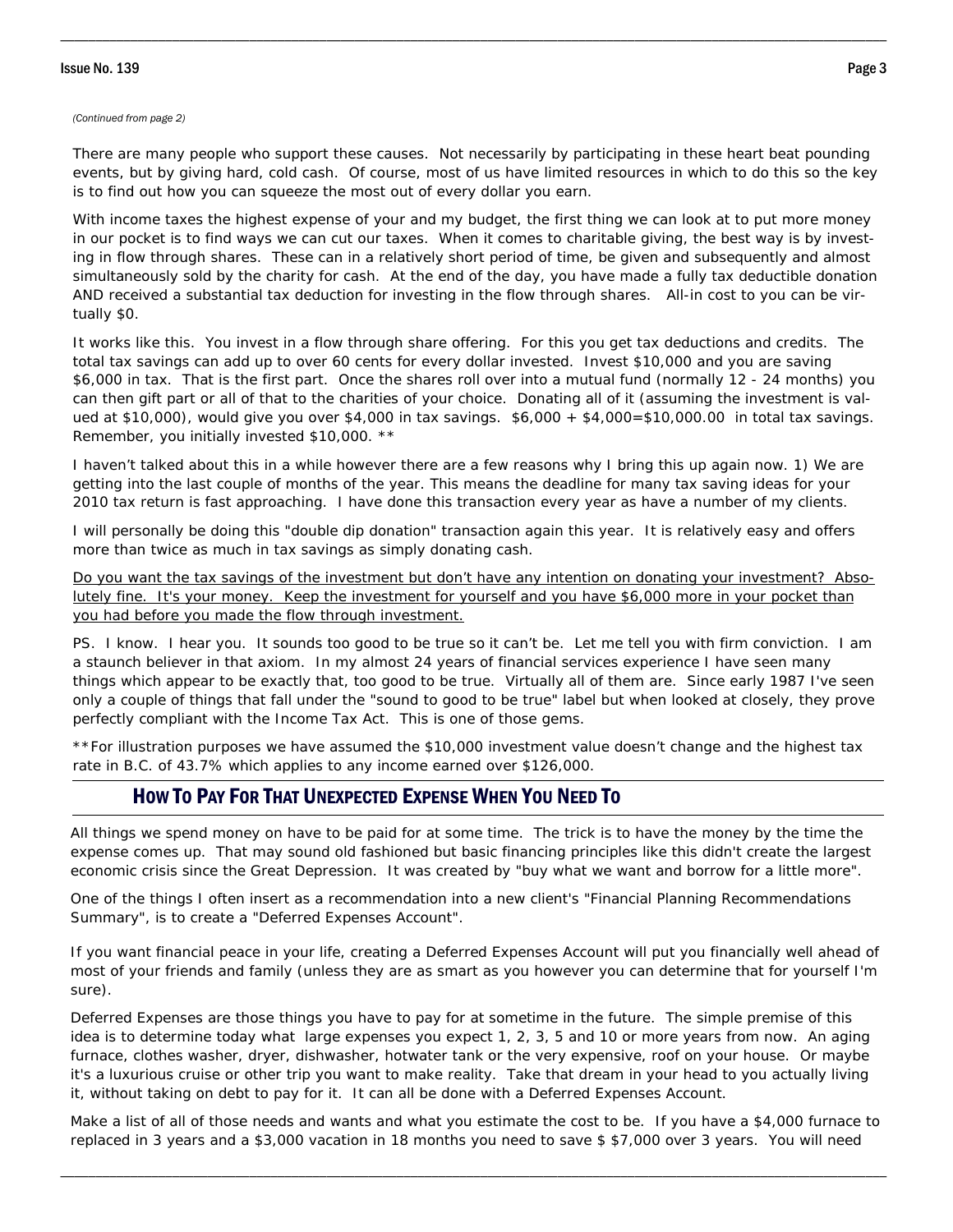*(Continued from page 2)*

There are many people who support these causes. Not necessarily by participating in these heart beat pounding events, but by giving hard, cold cash. Of course, most of us have limited resources in which to do this so the key is to find out how you can squeeze the most out of every dollar you earn.

With income taxes the highest expense of your and my budget, the first thing we can look at to put more money in our pocket is to find ways we can cut our taxes. When it comes to charitable giving, the best way is by investing in flow through shares. These can in a relatively short period of time, be given and subsequently and almost simultaneously sold by the charity for cash. At the end of the day, you have made a fully tax deductible donation AND received a substantial tax deduction for investing in the flow through shares. All-in cost to you can be virtually $0.

It works like this. You invest in a flow through share offering. For this you get tax deductions and credits. The total tax savings can add up to over 60 cents for every dollar invested. Invest $10,000 and you are saving $6,000 in tax. That is the first part. Once the shares roll over into a mutual fund (normally 12 - 24 months) you can then gift part or all of that to the charities of your choice. Donating all of it (assuming the investment is valued at $10,000), would give you over $4,000 in tax savings. $6,000 + $4,000=$10,000.00 in total tax savings. Remember, you initially invested $10,000. **

I haven't talked about this in a while however there are a few reasons why I bring this up again now. 1) We are getting into the last couple of months of the year. This means the deadline for many tax saving ideas for your 2010 tax return is fast approaching. I have done this transaction every year as have a number of my clients.

I will personally be doing this "double dip donation" transaction again this year. It is relatively easy and offers more than twice as much in tax savings as simply donating cash.

<u>Do you want the tax savings of the investment but don't have any intention on donating your investment? Absolutely fine. It's your money. Keep the investment for yourself and you have $6,000 more in your pocket than you had before you made the flow through investment.</u>

PS. I know. I hear you. It sounds too good to be true so it can't be. Let me tell you with firm conviction. I am a staunch believer in that axiom. In my almost 24 years of financial services experience I have seen many things which appear to be exactly that, too good to be true. Virtually all of them are. Since early 1987 I've seen only a couple of things that fall under the "sound to good to be true" label but when looked at closely, they prove perfectly compliant with the Income Tax Act. This is one of those gems.

**For illustration purposes we have assumed the $10,000 investment value doesn't change and the highest tax rate in B.C. of 43.7% which applies to any income earned over $126,000.

## How To Pay For That Unexpected Expense When You Need To

All things we spend money on have to be paid for at some time. The trick is to have the money by the time the expense comes up. That may sound old fashioned but basic financing principles like this didn't create the largest economic crisis since the Great Depression. It was created by "buy what we want and borrow for a little more".

One of the things I often insert as a recommendation into a new client's "Financial Planning Recommendations Summary", is to create a "Deferred Expenses Account".

If you want financial peace in your life, creating a Deferred Expenses Account will put you financially well ahead of most of your friends and family (unless they are as smart as you however you can determine that for yourself I'm sure).

Deferred Expenses are those things you have to pay for at sometime in the future. The simple premise of this idea is to determine today what large expenses you expect 1, 2, 3, 5 and 10 or more years from now. An aging furnace, clothes washer, dryer, dishwasher, hotwater tank or the very expensive, roof on your house. Or maybe it's a luxurious cruise or other trip you want to make reality. Take that dream in your head to you actually living it, without taking on debt to pay for it. It can all be done with a Deferred Expenses Account.

Make a list of all of those needs and wants and what you estimate the cost to be. If you have a $4,000 furnace to replaced in 3 years and a $3,000 vacation in 18 months you need to save $ $7,000 over 3 years. You will need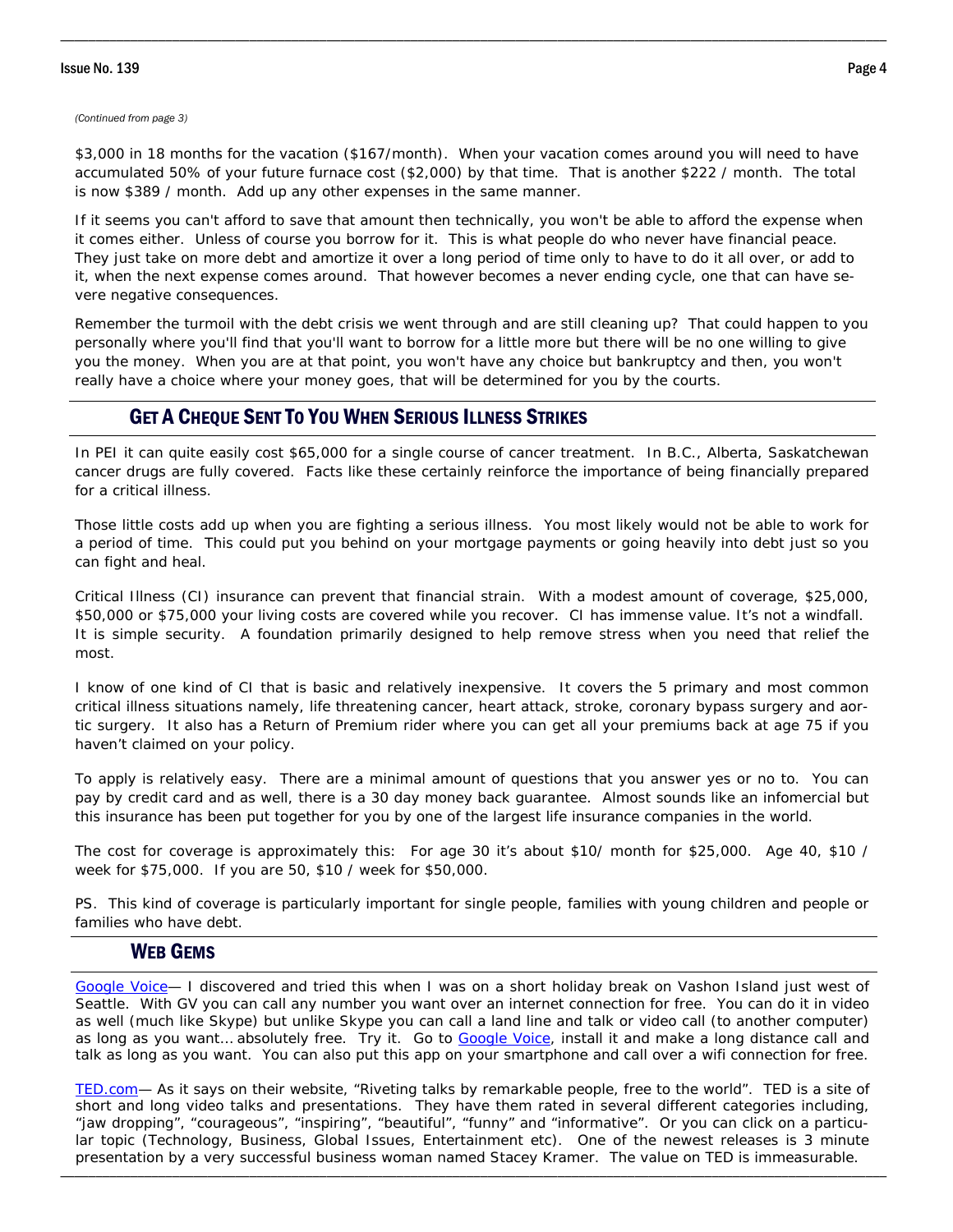*(Continued from page 3)*

$3,000 in 18 months for the vacation ($167/month). When your vacation comes around you will need to have accumulated 50% of your future furnace cost ($2,000) by that time. That is another $222 / month. The total is now $389 / month. Add up any other expenses in the same manner.

If it seems you can't afford to save that amount then technically, you won't be able to afford the expense when it comes either. Unless of course you borrow for it. This is what people do who never have financial peace. They just take on more debt and amortize it over a long period of time only to have to do it all over, or add to it, when the next expense comes around. That however becomes a never ending cycle, one that can have severe negative consequences.

Remember the turmoil with the debt crisis we went through and are still cleaning up? That could happen to you personally where you'll find that you'll want to borrow for a little more but there will be no one willing to give you the money. When you are at that point, you won't have any choice but bankruptcy and then, you won't really have a choice where your money goes, that will be determined for you by the courts.

## Get A Cheque Sent To You When Serious Illness Strikes

In PEI it can quite easily cost $65,000 for a single course of cancer treatment. In B.C., Alberta, Saskatchewan cancer drugs are fully covered. Facts like these certainly reinforce the importance of being financially prepared for a critical illness.

Those little costs add up when you are fighting a serious illness. You most likely would not be able to work for a period of time. This could put you behind on your mortgage payments or going heavily into debt just so you can fight and heal.

Critical Illness (CI) insurance can prevent that financial strain. With a modest amount of coverage, $25,000, $50,000 or $75,000 your living costs are covered while you recover. CI has immense value. It's not a windfall. It is simple security. A foundation primarily designed to help remove stress when you need that relief the most.

I know of one kind of CI that is basic and relatively inexpensive. It covers the 5 primary and most common critical illness situations namely, life threatening cancer, heart attack, stroke, coronary bypass surgery and aortic surgery. It also has a Return of Premium rider where you can get all your premiums back at age 75 if you haven't claimed on your policy.

To apply is relatively easy. There are a minimal amount of questions that you answer yes or no to. You can pay by credit card and as well, there is a 30 day money back guarantee. Almost sounds like an infomercial but this insurance has been put together for you by one of the largest life insurance companies in the world.

The cost for coverage is approximately this: For age 30 it's about $10/ month for $25,000. Age 40, $10 / week for $75,000. If you are 50, $10 / week for $50,000.

PS. This kind of coverage is particularly important for single people, families with young children and people or families who have debt.

## Web Gems

Google Voice— I discovered and tried this when I was on a short holiday break on Vashon Island just west of Seattle. With GV you can call any number you want over an internet connection for free. You can do it in video as well (much like Skype) but unlike Skype you can call a land line and talk or video call (to another computer) as long as you want… absolutely free. Try it. Go to Google Voice, install it and make a long distance call and talk as long as you want. You can also put this app on your smartphone and call over a wifi connection for free.

TED.com— As it says on their website, "Riveting talks by remarkable people, free to the world". TED is a site of short and long video talks and presentations. They have them rated in several different categories including, "jaw dropping", "courageous", "inspiring", "beautiful", "funny" and "informative". Or you can click on a particular topic (Technology, Business, Global Issues, Entertainment etc). One of the newest releases is 3 minute presentation by a very successful business woman named Stacey Kramer. The value on TED is immeasurable.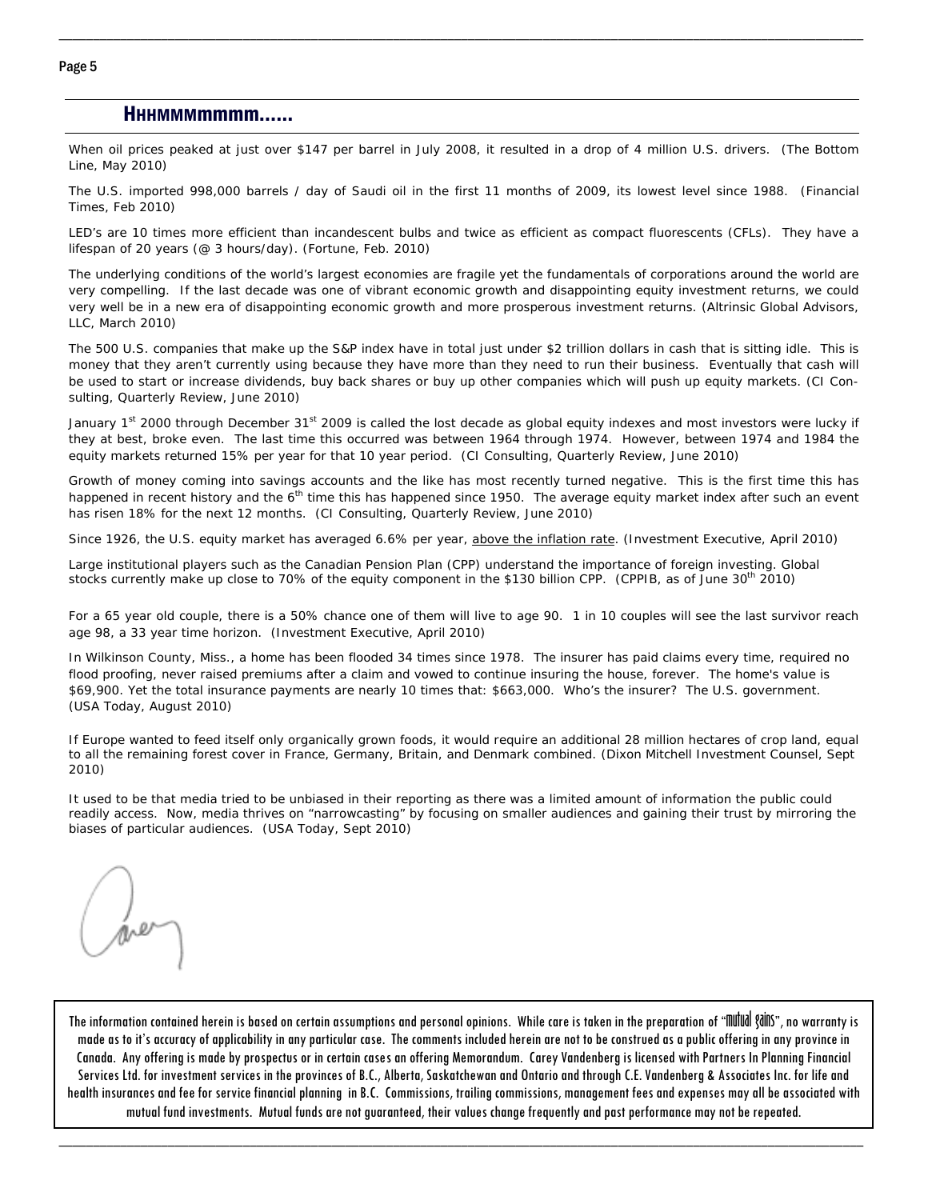## HHHMMMmmmm......

When oil prices peaked at just over $147 per barrel in July 2008, it resulted in a drop of 4 million U.S. drivers. (The Bottom Line, May 2010)

The U.S. imported 998,000 barrels / day of Saudi oil in the first 11 months of 2009, its lowest level since 1988. (Financial Times, Feb 2010)

LED's are 10 times more efficient than incandescent bulbs and twice as efficient as compact fluorescents (CFLs). They have a lifespan of 20 years (@ 3 hours/day). (Fortune, Feb. 2010)

The underlying conditions of the world's largest economies are fragile yet the fundamentals of corporations around the world are very compelling. If the last decade was one of vibrant economic growth and disappointing equity investment returns, we could very well be in a new era of disappointing economic growth and more prosperous investment returns. (Altrinsic Global Advisors, LLC, March 2010)

The 500 U.S. companies that make up the S&P index have in total just under $2 trillion dollars in cash that is sitting idle. This is money that they aren't currently using because they have more than they need to run their business. Eventually that cash will be used to start or increase dividends, buy back shares or buy up other companies which will push up equity markets. (CI Consulting, Quarterly Review, June 2010)

January 1st 2000 through December 31st 2009 is called the lost decade as global equity indexes and most investors were lucky if they at best, broke even. The last time this occurred was between 1964 through 1974. However, between 1974 and 1984 the equity markets returned 15% per year for that 10 year period. (CI Consulting, Quarterly Review, June 2010)

Growth of money coming into savings accounts and the like has most recently turned negative. This is the first time this has happened in recent history and the 6th time this has happened since 1950. The average equity market index after such an event has risen 18% for the next 12 months. (CI Consulting, Quarterly Review, June 2010)

Since 1926, the U.S. equity market has averaged 6.6% per year, above the inflation rate. (Investment Executive, April 2010)

Large institutional players such as the Canadian Pension Plan (CPP) understand the importance of foreign investing. Global stocks currently make up close to 70% of the equity component in the $130 billion CPP. (CPPIB, as of June 30th 2010)

For a 65 year old couple, there is a 50% chance one of them will live to age 90. 1 in 10 couples will see the last survivor reach age 98, a 33 year time horizon. (Investment Executive, April 2010)

In Wilkinson County, Miss., a home has been flooded 34 times since 1978. The insurer has paid claims every time, required no flood proofing, never raised premiums after a claim and vowed to continue insuring the house, forever. The home's value is $69,900. Yet the total insurance payments are nearly 10 times that: $663,000. Who's the insurer? The U.S. government. (USA Today, August 2010)

If Europe wanted to feed itself only organically grown foods, it would require an additional 28 million hectares of crop land, equal to all the remaining forest cover in France, Germany, Britain, and Denmark combined. (Dixon Mitchell Investment Counsel, Sept 2010)

It used to be that media tried to be unbiased in their reporting as there was a limited amount of information the public could readily access. Now, media thrives on "narrowcasting" by focusing on smaller audiences and gaining their trust by mirroring the biases of particular audiences. (USA Today, Sept 2010)

Carey

The information contained herein is based on certain assumptions and personal opinions. While care is taken in the preparation of "mutual gains", no warranty is made as to it's accuracy of applicability in any particular case. The comments included herein are not to be construed as a public offering in any province in Canada. Any offering is made by prospectus or in certain cases an offering Memorandum. Carey Vandenberg is licensed with Partners In Planning Financial Services Ltd. for investment services in the provinces of B.C., Alberta, Saskatchewan and Ontario and through C.E. Vandenberg & Associates Inc. for life and health insurances and fee for service financial planning in B.C. Commissions, trailing commissions, management fees and expenses may all be associated with mutual fund investments. Mutual funds are not guaranteed, their values change frequently and past performance may not be repeated.